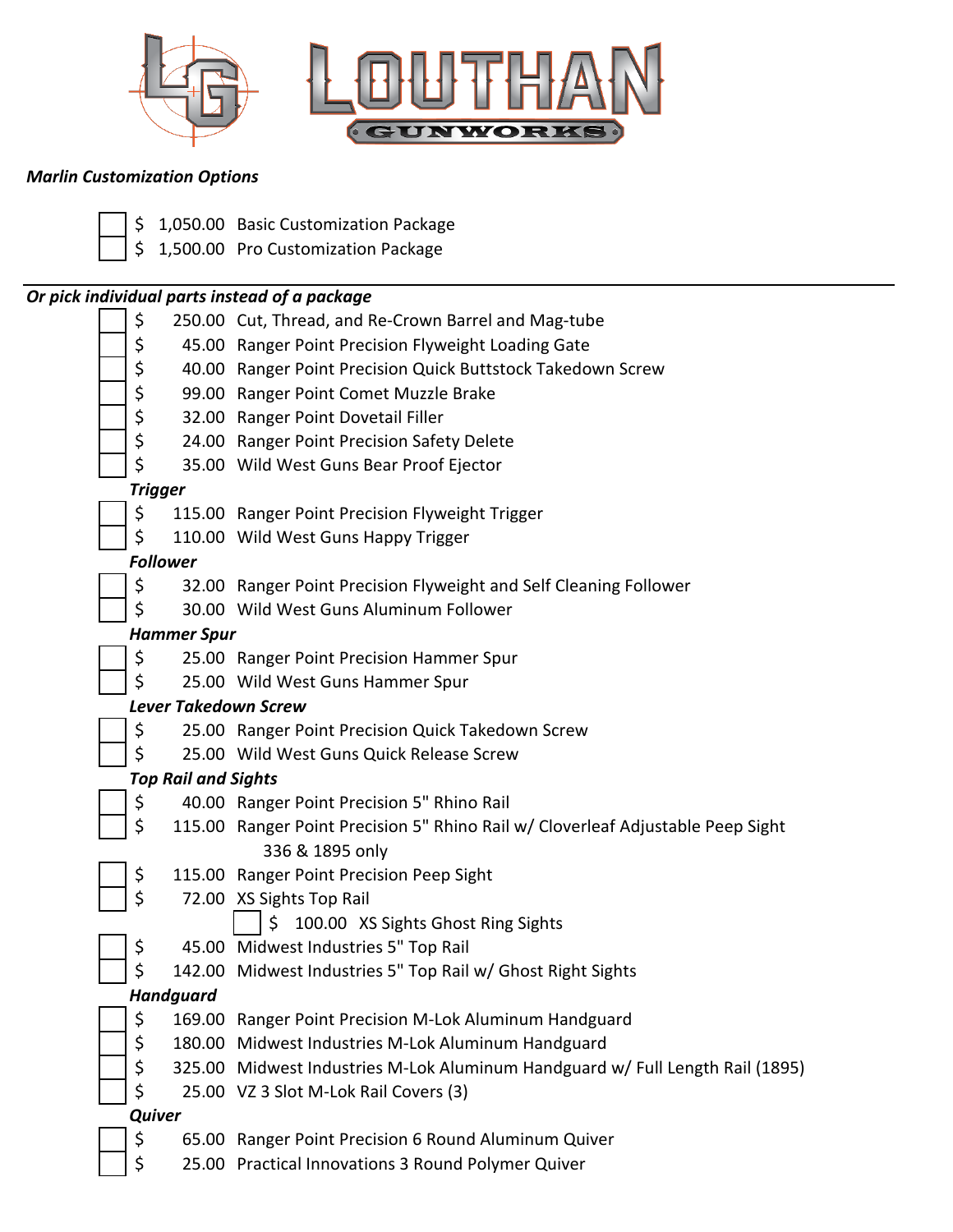# LOUTHAN GUNWORKS

***Marlin Customization Options***

- ☐ $ 1,050.00 Basic Customization Package
- ☐ $ 1,500.00 Pro Customization Package

---

***Or pick individual parts instead of a package***

- ☐ $ 250.00 Cut, Thread, and Re-Crown Barrel and Mag-tube
- ☐ $ 45.00 Ranger Point Precision Flyweight Loading Gate
- ☐ $ 40.00 Ranger Point Precision Quick Buttstock Takedown Screw
- ☐ $ 99.00 Ranger Point Comet Muzzle Brake
- ☐ $ 32.00 Ranger Point Dovetail Filler
- ☐ $ 24.00 Ranger Point Precision Safety Delete
- ☐ $ 35.00 Wild West Guns Bear Proof Ejector

***Trigger***

- ☐ $ 115.00 Ranger Point Precision Flyweight Trigger
- ☐ $ 110.00 Wild West Guns Happy Trigger

***Follower***

- ☐ $ 32.00 Ranger Point Precision Flyweight and Self Cleaning Follower
- ☐ $ 30.00 Wild West Guns Aluminum Follower

***Hammer Spur***

- ☐ $ 25.00 Ranger Point Precision Hammer Spur
- ☐ $ 25.00 Wild West Guns Hammer Spur

***Lever Takedown Screw***

- ☐ $ 25.00 Ranger Point Precision Quick Takedown Screw
- ☐ $ 25.00 Wild West Guns Quick Release Screw

***Top Rail and Sights***

- ☐ $ 40.00 Ranger Point Precision 5" Rhino Rail
- ☐ $ 115.00 Ranger Point Precision 5" Rhino Rail w/ Cloverleaf Adjustable Peep Sight 336 & 1895 only
- ☐ $ 115.00 Ranger Point Precision Peep Sight
- ☐ $ 72.00 XS Sights Top Rail
  - ☐ $ 100.00 XS Sights Ghost Ring Sights
- ☐ $ 45.00 Midwest Industries 5" Top Rail
- ☐ $ 142.00 Midwest Industries 5" Top Rail w/ Ghost Right Sights

***Handguard***

- ☐ $ 169.00 Ranger Point Precision M-Lok Aluminum Handguard
- ☐ $ 180.00 Midwest Industries M-Lok Aluminum Handguard
- ☐ $ 325.00 Midwest Industries M-Lok Aluminum Handguard w/ Full Length Rail (1895)
- ☐ $ 25.00 VZ 3 Slot M-Lok Rail Covers (3)

***Quiver***

- ☐ $ 65.00 Ranger Point Precision 6 Round Aluminum Quiver
- ☐ $ 25.00 Practical Innovations 3 Round Polymer Quiver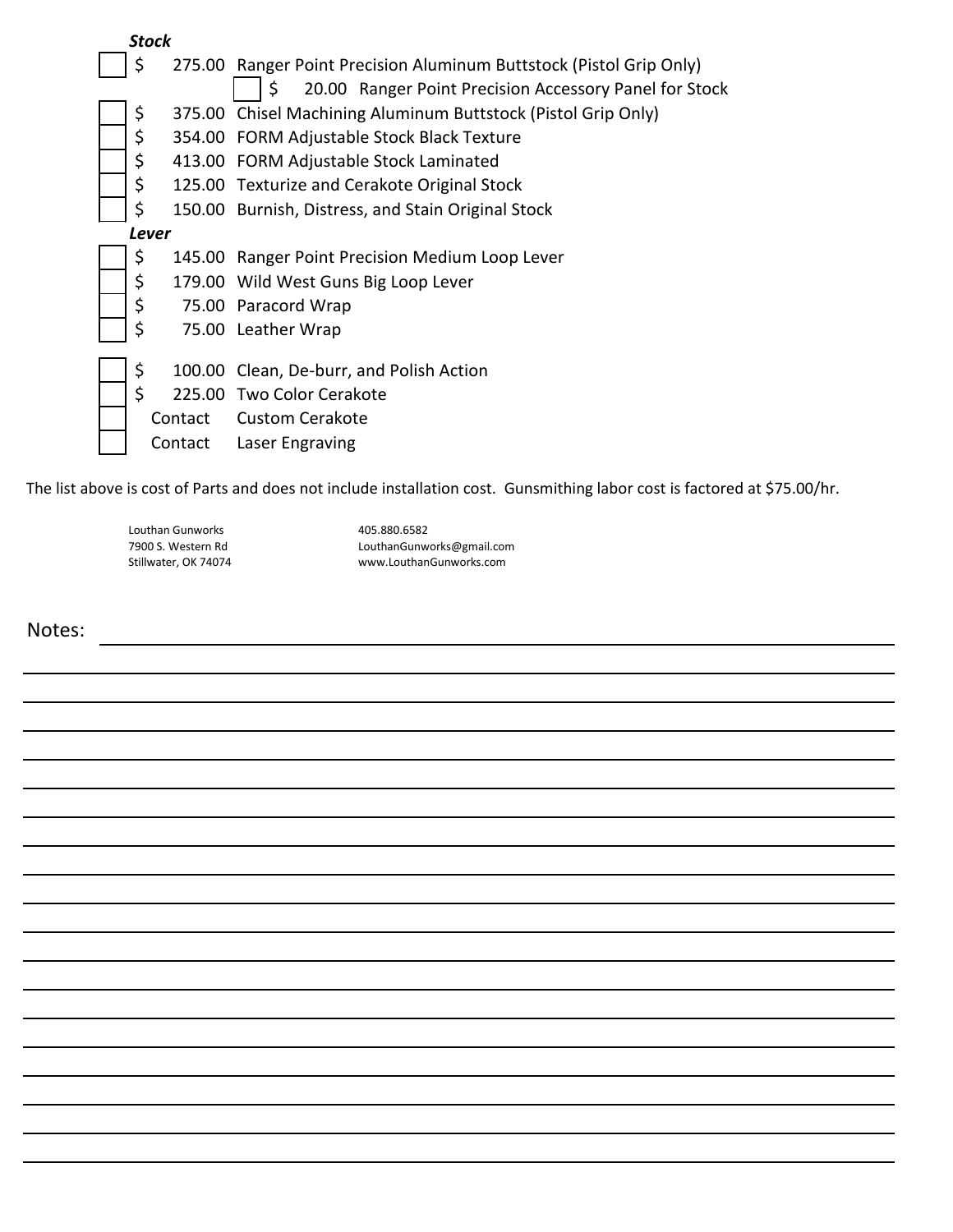***Stock***

- [ ] $ 275.00 Ranger Point Precision Aluminum Buttstock (Pistol Grip Only)
  - [ ] $ 20.00 Ranger Point Precision Accessory Panel for Stock
- [ ] $ 375.00 Chisel Machining Aluminum Buttstock (Pistol Grip Only)
- [ ] $ 354.00 FORM Adjustable Stock Black Texture
- [ ] $ 413.00 FORM Adjustable Stock Laminated
- [ ] $ 125.00 Texturize and Cerakote Original Stock
- [ ] $ 150.00 Burnish, Distress, and Stain Original Stock

***Lever***

- [ ] $ 145.00 Ranger Point Precision Medium Loop Lever
- [ ] $ 179.00 Wild West Guns Big Loop Lever
- [ ] $ 75.00 Paracord Wrap
- [ ] $ 75.00 Leather Wrap

- [ ] $ 100.00 Clean, De-burr, and Polish Action
- [ ] $ 225.00 Two Color Cerakote
- [ ] Contact Custom Cerakote
- [ ] Contact Laser Engraving

The list above is cost of Parts and does not include installation cost. Gunsmithing labor cost is factored at $75.00/hr.

Louthan Gunworks
7900 S. Western Rd
Stillwater, OK 74074

405.880.6582
LouthanGunworks@gmail.com
www.LouthanGunworks.com

Notes: ______________________________________________